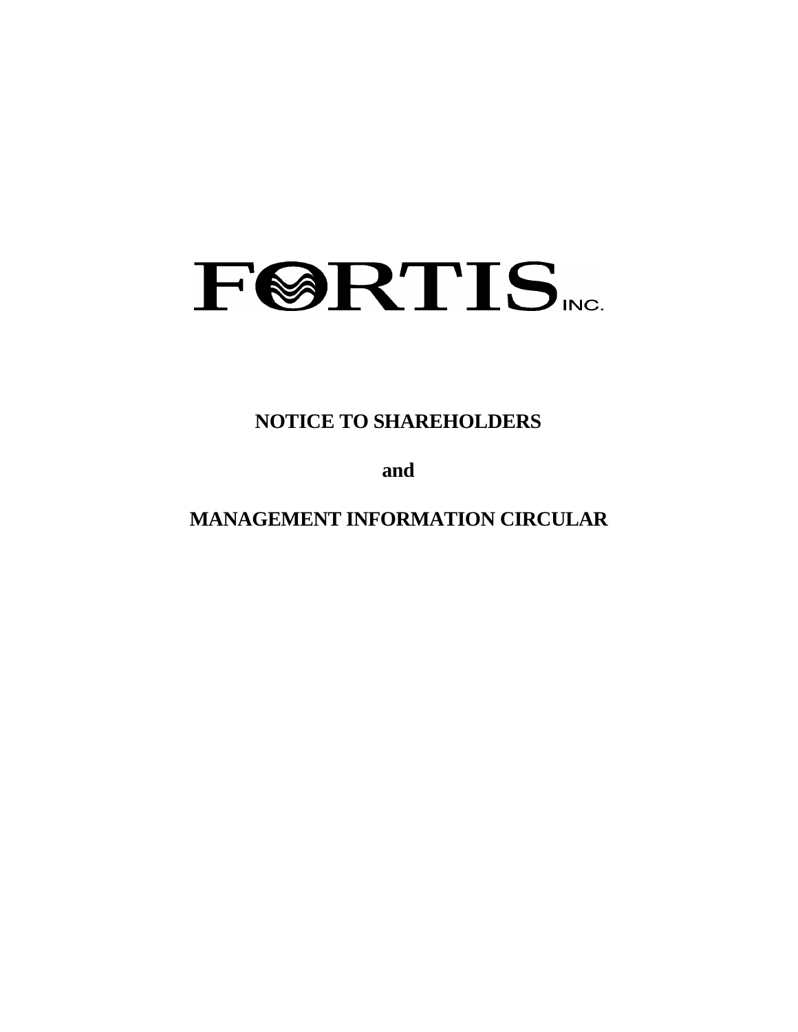# FORTIS INC.

**NOTICE TO SHAREHOLDERS**

**and**

**MANAGEMENT INFORMATION CIRCULAR**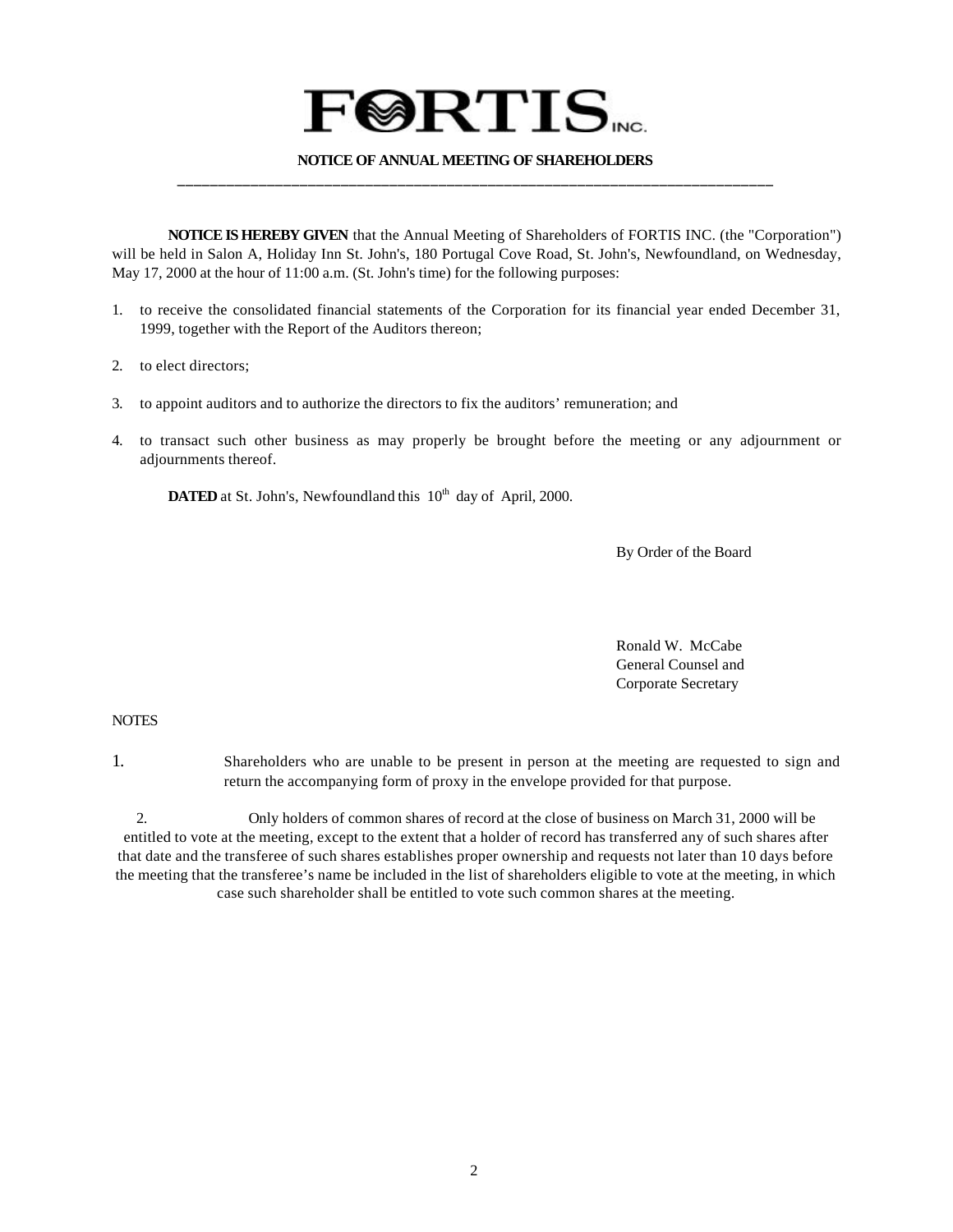# FORTIS INC.

## NOTICE OF ANNUAL MEETING OF SHAREHOLDERS

**NOTICE IS HEREBY GIVEN** that the Annual Meeting of Shareholders of FORTIS INC. (the "Corporation") will be held in Salon A, Holiday Inn St. John's, 180 Portugal Cove Road, St. John's, Newfoundland, on Wednesday, May 17, 2000 at the hour of 11:00 a.m. (St. John's time) for the following purposes:

1. to receive the consolidated financial statements of the Corporation for its financial year ended December 31, 1999, together with the Report of the Auditors thereon;
2. to elect directors;
3. to appoint auditors and to authorize the directors to fix the auditors' remuneration; and
4. to transact such other business as may properly be brought before the meeting or any adjournment or adjournments thereof.

**DATED** at St. John's, Newfoundland this 10th day of April, 2000.

By Order of the Board

Ronald W. McCabe
General Counsel and
Corporate Secretary

NOTES

1. Shareholders who are unable to be present in person at the meeting are requested to sign and return the accompanying form of proxy in the envelope provided for that purpose.
2. Only holders of common shares of record at the close of business on March 31, 2000 will be entitled to vote at the meeting, except to the extent that a holder of record has transferred any of such shares after that date and the transferee of such shares establishes proper ownership and requests not later than 10 days before the meeting that the transferee's name be included in the list of shareholders eligible to vote at the meeting, in which case such shareholder shall be entitled to vote such common shares at the meeting.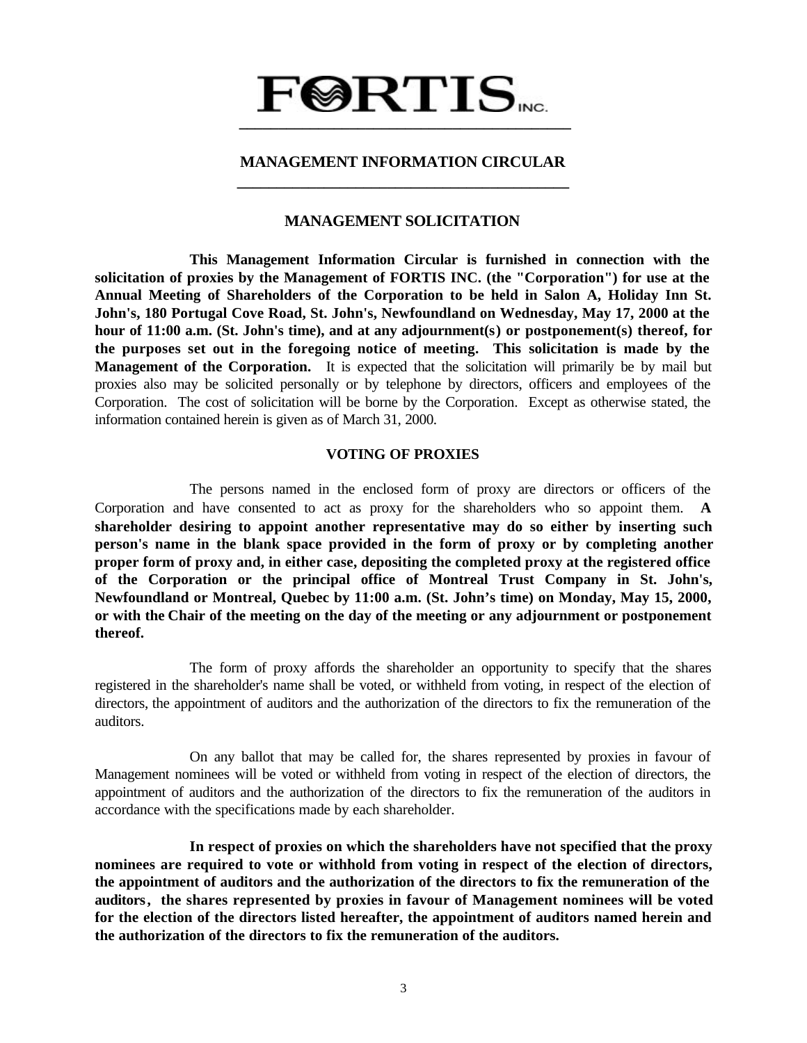# FORTIS INC.

## MANAGEMENT INFORMATION CIRCULAR

### MANAGEMENT SOLICITATION

**This Management Information Circular is furnished in connection with the solicitation of proxies by the Management of FORTIS INC. (the "Corporation") for use at the Annual Meeting of Shareholders of the Corporation to be held in Salon A, Holiday Inn St. John's, 180 Portugal Cove Road, St. John's, Newfoundland on Wednesday, May 17, 2000 at the hour of 11:00 a.m. (St. John's time), and at any adjournment(s) or postponement(s) thereof, for the purposes set out in the foregoing notice of meeting. This solicitation is made by the Management of the Corporation.** It is expected that the solicitation will primarily be by mail but proxies also may be solicited personally or by telephone by directors, officers and employees of the Corporation. The cost of solicitation will be borne by the Corporation. Except as otherwise stated, the information contained herein is given as of March 31, 2000.

### VOTING OF PROXIES

The persons named in the enclosed form of proxy are directors or officers of the Corporation and have consented to act as proxy for the shareholders who so appoint them. **A shareholder desiring to appoint another representative may do so either by inserting such person's name in the blank space provided in the form of proxy or by completing another proper form of proxy and, in either case, depositing the completed proxy at the registered office of the Corporation or the principal office of Montreal Trust Company in St. John's, Newfoundland or Montreal, Quebec by 11:00 a.m. (St. John's time) on Monday, May 15, 2000, or with the Chair of the meeting on the day of the meeting or any adjournment or postponement thereof.**

The form of proxy affords the shareholder an opportunity to specify that the shares registered in the shareholder's name shall be voted, or withheld from voting, in respect of the election of directors, the appointment of auditors and the authorization of the directors to fix the remuneration of the auditors.

On any ballot that may be called for, the shares represented by proxies in favour of Management nominees will be voted or withheld from voting in respect of the election of directors, the appointment of auditors and the authorization of the directors to fix the remuneration of the auditors in accordance with the specifications made by each shareholder.

**In respect of proxies on which the shareholders have not specified that the proxy nominees are required to vote or withhold from voting in respect of the election of directors, the appointment of auditors and the authorization of the directors to fix the remuneration of the auditors, the shares represented by proxies in favour of Management nominees will be voted for the election of the directors listed hereafter, the appointment of auditors named herein and the authorization of the directors to fix the remuneration of the auditors.**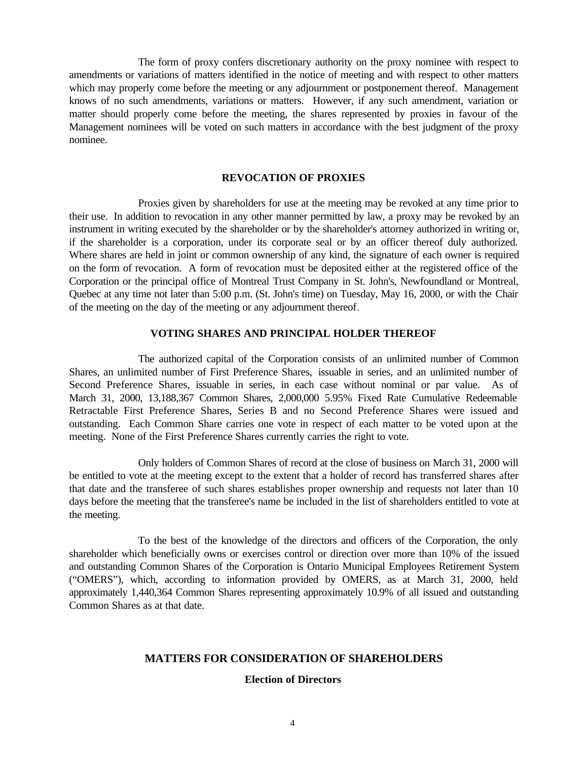The form of proxy confers discretionary authority on the proxy nominee with respect to amendments or variations of matters identified in the notice of meeting and with respect to other matters which may properly come before the meeting or any adjournment or postponement thereof. Management knows of no such amendments, variations or matters. However, if any such amendment, variation or matter should properly come before the meeting, the shares represented by proxies in favour of the Management nominees will be voted on such matters in accordance with the best judgment of the proxy nominee.

## REVOCATION OF PROXIES

Proxies given by shareholders for use at the meeting may be revoked at any time prior to their use. In addition to revocation in any other manner permitted by law, a proxy may be revoked by an instrument in writing executed by the shareholder or by the shareholder's attorney authorized in writing or, if the shareholder is a corporation, under its corporate seal or by an officer thereof duly authorized. Where shares are held in joint or common ownership of any kind, the signature of each owner is required on the form of revocation. A form of revocation must be deposited either at the registered office of the Corporation or the principal office of Montreal Trust Company in St. John's, Newfoundland or Montreal, Quebec at any time not later than 5:00 p.m. (St. John's time) on Tuesday, May 16, 2000, or with the Chair of the meeting on the day of the meeting or any adjournment thereof.

## VOTING SHARES AND PRINCIPAL HOLDER THEREOF

The authorized capital of the Corporation consists of an unlimited number of Common Shares, an unlimited number of First Preference Shares, issuable in series, and an unlimited number of Second Preference Shares, issuable in series, in each case without nominal or par value. As of March 31, 2000, 13,188,367 Common Shares, 2,000,000 5.95% Fixed Rate Cumulative Redeemable Retractable First Preference Shares, Series B and no Second Preference Shares were issued and outstanding. Each Common Share carries one vote in respect of each matter to be voted upon at the meeting. None of the First Preference Shares currently carries the right to vote.

Only holders of Common Shares of record at the close of business on March 31, 2000 will be entitled to vote at the meeting except to the extent that a holder of record has transferred shares after that date and the transferee of such shares establishes proper ownership and requests not later than 10 days before the meeting that the transferee's name be included in the list of shareholders entitled to vote at the meeting.

To the best of the knowledge of the directors and officers of the Corporation, the only shareholder which beneficially owns or exercises control or direction over more than 10% of the issued and outstanding Common Shares of the Corporation is Ontario Municipal Employees Retirement System ("OMERS"), which, according to information provided by OMERS, as at March 31, 2000, held approximately 1,440,364 Common Shares representing approximately 10.9% of all issued and outstanding Common Shares as at that date.

## MATTERS FOR CONSIDERATION OF SHAREHOLDERS

### Election of Directors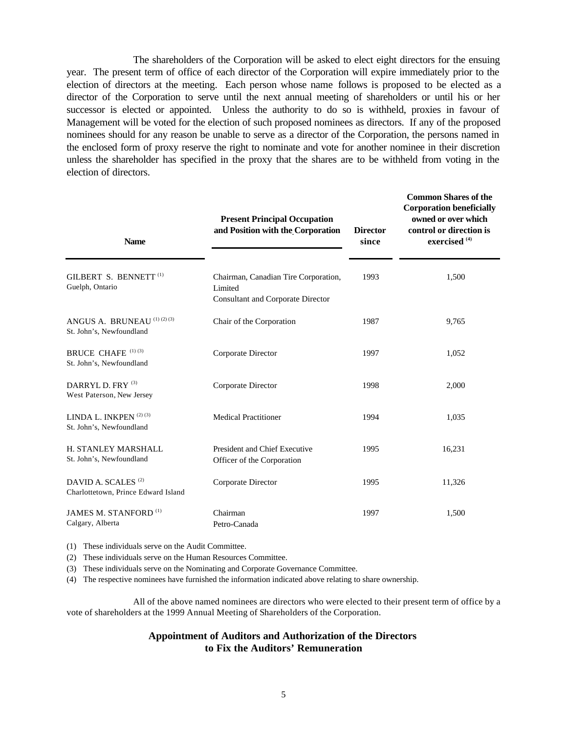The shareholders of the Corporation will be asked to elect eight directors for the ensuing year. The present term of office of each director of the Corporation will expire immediately prior to the election of directors at the meeting. Each person whose name follows is proposed to be elected as a director of the Corporation to serve until the next annual meeting of shareholders or until his or her successor is elected or appointed. Unless the authority to do so is withheld, proxies in favour of Management will be voted for the election of such proposed nominees as directors. If any of the proposed nominees should for any reason be unable to serve as a director of the Corporation, the persons named in the enclosed form of proxy reserve the right to nominate and vote for another nominee in their discretion unless the shareholder has specified in the proxy that the shares are to be withheld from voting in the election of directors.

| Name | Present Principal Occupation and Position with the Corporation | Director since | Common Shares of the Corporation beneficially owned or over which control or direction is exercised [4] |
|---|---|---|---|
| GILBERT S. BENNETT [1]<br>Guelph, Ontario | Chairman, Canadian Tire Corporation, Limited<br>Consultant and Corporate Director | 1993 | 1,500 |
| ANGUS A. BRUNEAU [1] [2] [3]<br>St. John's, Newfoundland | Chair of the Corporation | 1987 | 9,765 |
| BRUCE CHAFE [1] [3]<br>St. John's, Newfoundland | Corporate Director | 1997 | 1,052 |
| DARRYL D. FRY [3]<br>West Paterson, New Jersey | Corporate Director | 1998 | 2,000 |
| LINDA L. INKPEN [2] [3]<br>St. John's, Newfoundland | Medical Practitioner | 1994 | 1,035 |
| H. STANLEY MARSHALL<br>St. John's, Newfoundland | President and Chief Executive Officer of the Corporation | 1995 | 16,231 |
| DAVID A. SCALES [2]<br>Charlottetown, Prince Edward Island | Corporate Director | 1995 | 11,326 |
| JAMES M. STANFORD [1]<br>Calgary, Alberta | Chairman<br>Petro-Canada | 1997 | 1,500 |

(1) These individuals serve on the Audit Committee.

(2) These individuals serve on the Human Resources Committee.

(3) These individuals serve on the Nominating and Corporate Governance Committee.

(4) The respective nominees have furnished the information indicated above relating to share ownership.

All of the above named nominees are directors who were elected to their present term of office by a vote of shareholders at the 1999 Annual Meeting of Shareholders of the Corporation.

## Appointment of Auditors and Authorization of the Directors to Fix the Auditors' Remuneration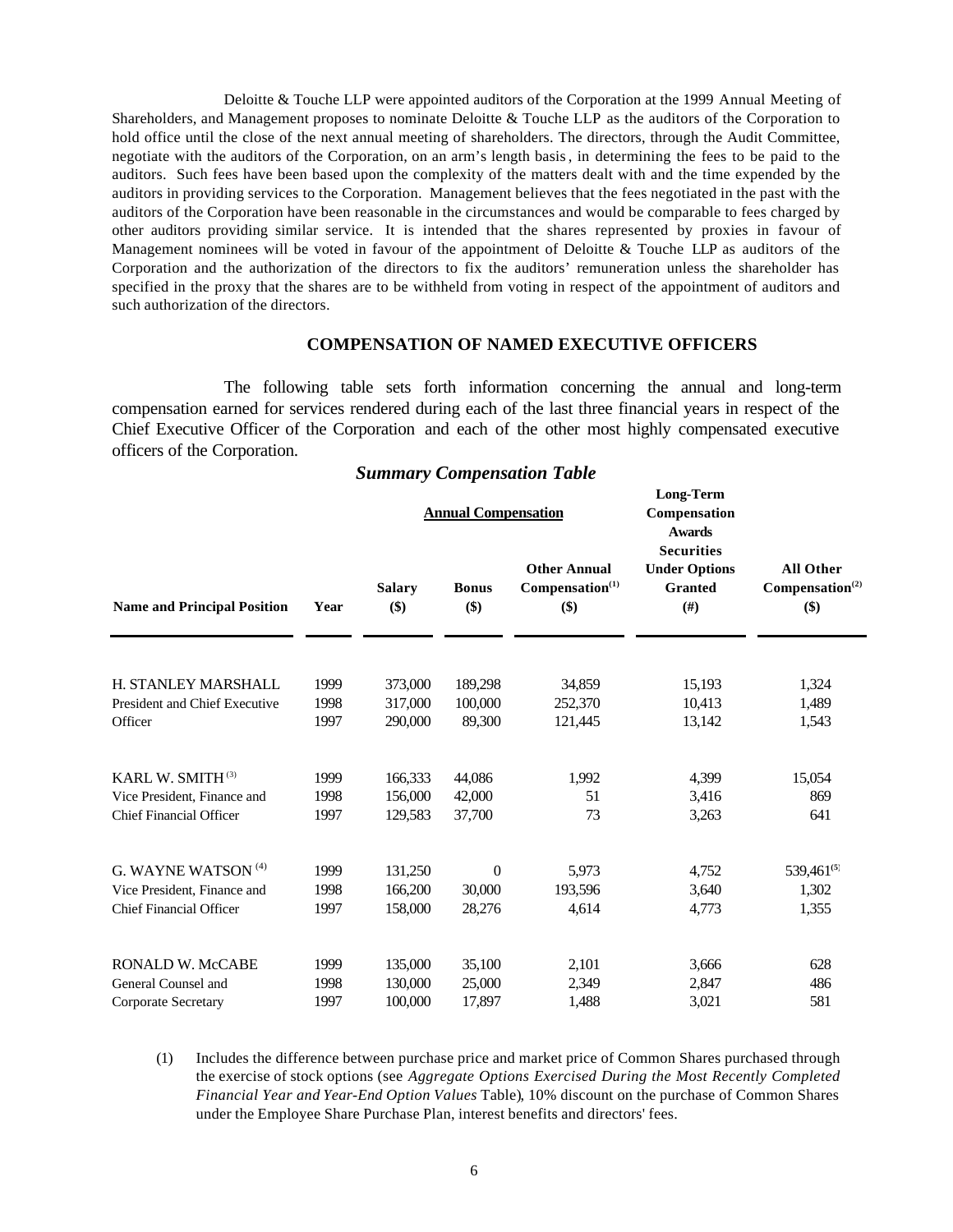Deloitte & Touche LLP were appointed auditors of the Corporation at the 1999 Annual Meeting of Shareholders, and Management proposes to nominate Deloitte & Touche LLP as the auditors of the Corporation to hold office until the close of the next annual meeting of shareholders. The directors, through the Audit Committee, negotiate with the auditors of the Corporation, on an arm's length basis, in determining the fees to be paid to the auditors. Such fees have been based upon the complexity of the matters dealt with and the time expended by the auditors in providing services to the Corporation. Management believes that the fees negotiated in the past with the auditors of the Corporation have been reasonable in the circumstances and would be comparable to fees charged by other auditors providing similar service. It is intended that the shares represented by proxies in favour of Management nominees will be voted in favour of the appointment of Deloitte & Touche LLP as auditors of the Corporation and the authorization of the directors to fix the auditors' remuneration unless the shareholder has specified in the proxy that the shares are to be withheld from voting in respect of the appointment of auditors and such authorization of the directors.

## COMPENSATION OF NAMED EXECUTIVE OFFICERS

The following table sets forth information concerning the annual and long-term compensation earned for services rendered during each of the last three financial years in respect of the Chief Executive Officer of the Corporation and each of the other most highly compensated executive officers of the Corporation.

### *Summary Compensation Table*

| | | Annual Compensation | | | Long-Term Compensation Awards | |
|---|---|---|---|---|---|---|
| **Name and Principal Position** | **Year** | **Salary ($)** | **Bonus ($)** | **Other Annual Compensation[1] ($)** | **Securities Under Options Granted (#)** | **All Other Compensation[2] ($)** |
| H. STANLEY MARSHALL | 1999 | 373,000 | 189,298 | 34,859 | 15,193 | 1,324 |
| President and Chief Executive | 1998 | 317,000 | 100,000 | 252,370 | 10,413 | 1,489 |
| Officer | 1997 | 290,000 | 89,300 | 121,445 | 13,142 | 1,543 |
| KARL W. SMITH [3] | 1999 | 166,333 | 44,086 | 1,992 | 4,399 | 15,054 |
| Vice President, Finance and | 1998 | 156,000 | 42,000 | 51 | 3,416 | 869 |
| Chief Financial Officer | 1997 | 129,583 | 37,700 | 73 | 3,263 | 641 |
| G. WAYNE WATSON [4] | 1999 | 131,250 | 0 | 5,973 | 4,752 | 539,461[5] |
| Vice President, Finance and | 1998 | 166,200 | 30,000 | 193,596 | 3,640 | 1,302 |
| Chief Financial Officer | 1997 | 158,000 | 28,276 | 4,614 | 4,773 | 1,355 |
| RONALD W. McCABE | 1999 | 135,000 | 35,100 | 2,101 | 3,666 | 628 |
| General Counsel and | 1998 | 130,000 | 25,000 | 2,349 | 2,847 | 486 |
| Corporate Secretary | 1997 | 100,000 | 17,897 | 1,488 | 3,021 | 581 |

(1) Includes the difference between purchase price and market price of Common Shares purchased through the exercise of stock options (see *Aggregate Options Exercised During the Most Recently Completed Financial Year and Year-End Option Values* Table), 10% discount on the purchase of Common Shares under the Employee Share Purchase Plan, interest benefits and directors' fees.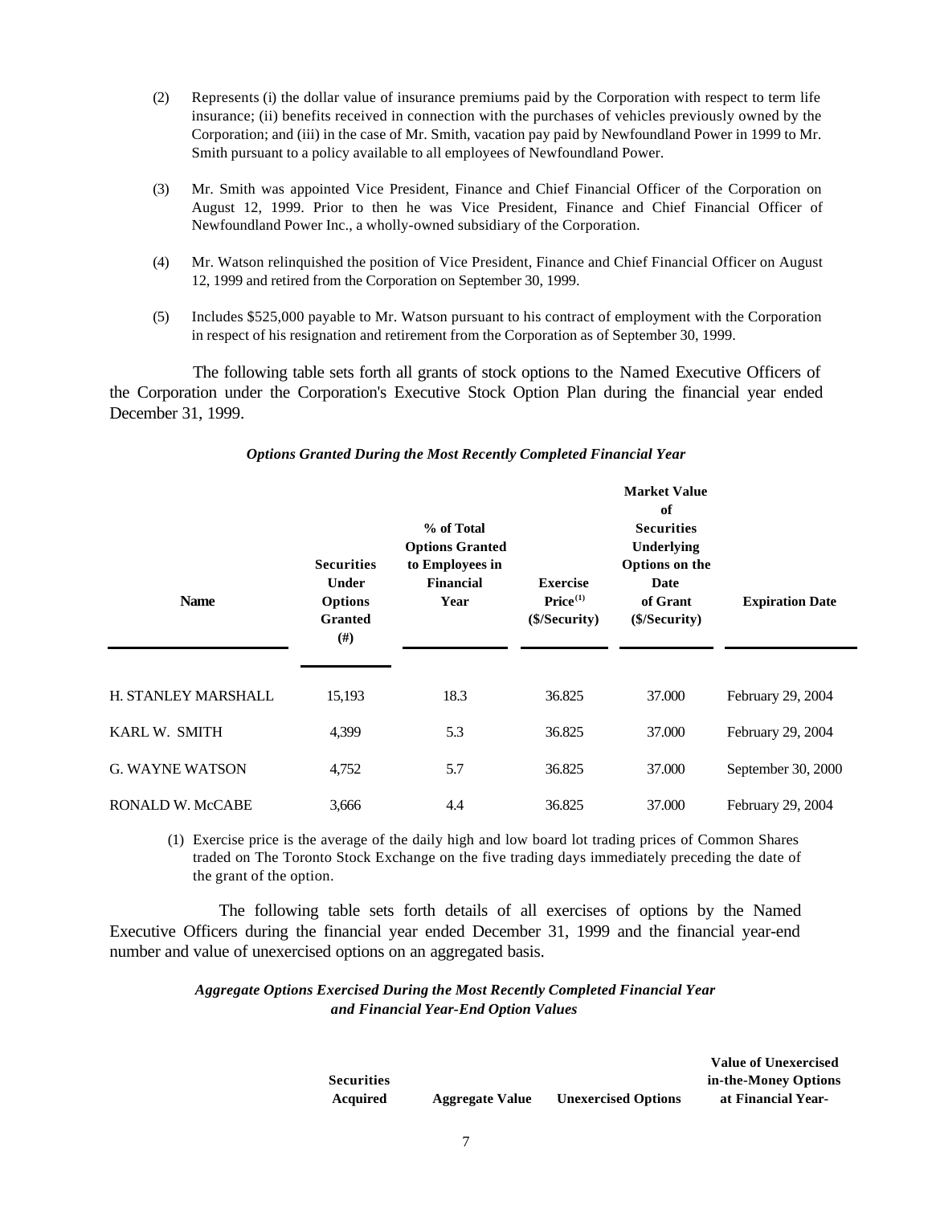(2) Represents (i) the dollar value of insurance premiums paid by the Corporation with respect to term life insurance; (ii) benefits received in connection with the purchases of vehicles previously owned by the Corporation; and (iii) in the case of Mr. Smith, vacation pay paid by Newfoundland Power in 1999 to Mr. Smith pursuant to a policy available to all employees of Newfoundland Power.

(3) Mr. Smith was appointed Vice President, Finance and Chief Financial Officer of the Corporation on August 12, 1999. Prior to then he was Vice President, Finance and Chief Financial Officer of Newfoundland Power Inc., a wholly-owned subsidiary of the Corporation.

(4) Mr. Watson relinquished the position of Vice President, Finance and Chief Financial Officer on August 12, 1999 and retired from the Corporation on September 30, 1999.

(5) Includes $525,000 payable to Mr. Watson pursuant to his contract of employment with the Corporation in respect of his resignation and retirement from the Corporation as of September 30, 1999.

The following table sets forth all grants of stock options to the Named Executive Officers of the Corporation under the Corporation's Executive Stock Option Plan during the financial year ended December 31, 1999.

***Options Granted During the Most Recently Completed Financial Year***

| Name | Securities Under Options Granted (#) | % of Total Options Granted to Employees in Financial Year | Exercise Price[(1)] ($/Security) | Market Value of Securities Underlying Options on the Date of Grant ($/Security) | Expiration Date |
|---|---|---|---|---|---|
| H. STANLEY MARSHALL | 15,193 | 18.3 | 36.825 | 37.000 | February 29, 2004 |
| KARL W. SMITH | 4,399 | 5.3 | 36.825 | 37.000 | February 29, 2004 |
| G. WAYNE WATSON | 4,752 | 5.7 | 36.825 | 37.000 | September 30, 2000 |
| RONALD W. McCABE | 3,666 | 4.4 | 36.825 | 37.000 | February 29, 2004 |

(1) Exercise price is the average of the daily high and low board lot trading prices of Common Shares traded on The Toronto Stock Exchange on the five trading days immediately preceding the date of the grant of the option.

The following table sets forth details of all exercises of options by the Named Executive Officers during the financial year ended December 31, 1999 and the financial year-end number and value of unexercised options on an aggregated basis.

***Aggregate Options Exercised During the Most Recently Completed Financial Year and Financial Year-End Option Values***

| Securities Acquired | Aggregate Value | Unexercised Options | Value of Unexercised in-the-Money Options at Financial Year- |
|---|---|---|---|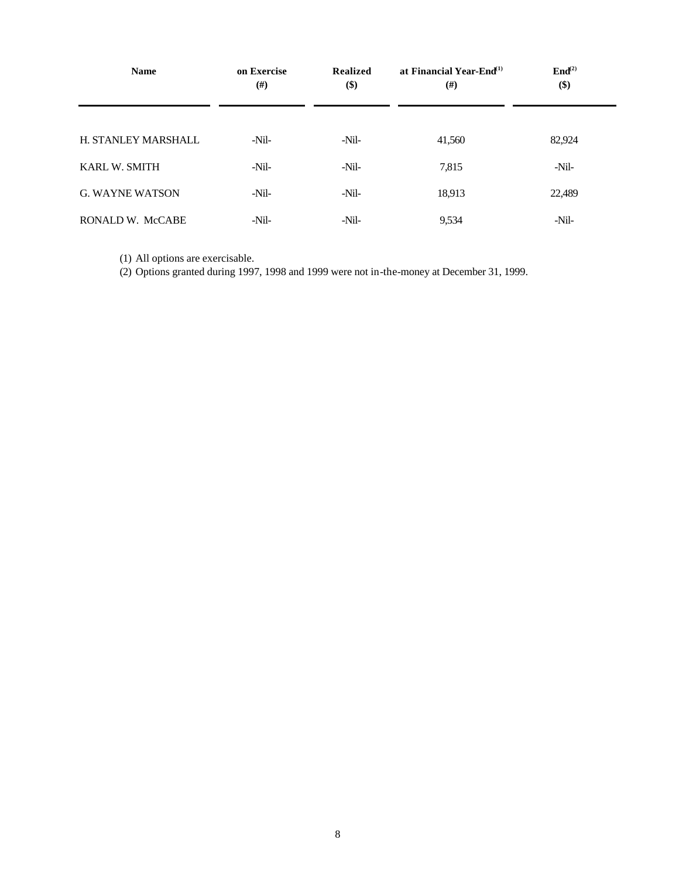| Name | on Exercise (#) | Realized ($) | at Financial Year-End[(1)] (#) | End[(2)] ($) |
|---|---|---|---|---|
| H. STANLEY MARSHALL | -Nil- | -Nil- | 41,560 | 82,924 |
| KARL W. SMITH | -Nil- | -Nil- | 7,815 | -Nil- |
| G. WAYNE WATSON | -Nil- | -Nil- | 18,913 | 22,489 |
| RONALD W. McCABE | -Nil- | -Nil- | 9,534 | -Nil- |

(1) All options are exercisable.
(2) Options granted during 1997, 1998 and 1999 were not in-the-money at December 31, 1999.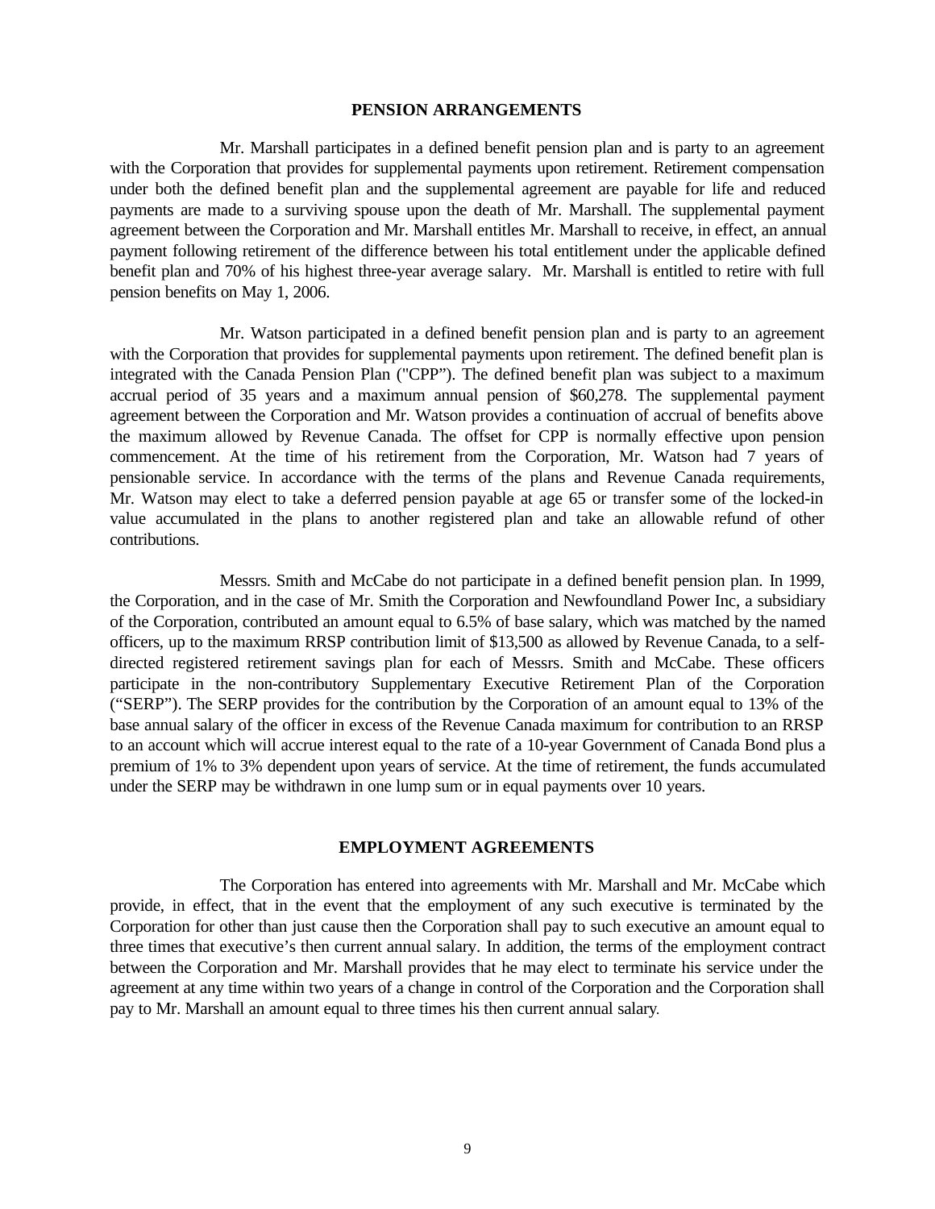## PENSION ARRANGEMENTS

Mr. Marshall participates in a defined benefit pension plan and is party to an agreement with the Corporation that provides for supplemental payments upon retirement. Retirement compensation under both the defined benefit plan and the supplemental agreement are payable for life and reduced payments are made to a surviving spouse upon the death of Mr. Marshall. The supplemental payment agreement between the Corporation and Mr. Marshall entitles Mr. Marshall to receive, in effect, an annual payment following retirement of the difference between his total entitlement under the applicable defined benefit plan and 70% of his highest three-year average salary. Mr. Marshall is entitled to retire with full pension benefits on May 1, 2006.

Mr. Watson participated in a defined benefit pension plan and is party to an agreement with the Corporation that provides for supplemental payments upon retirement. The defined benefit plan is integrated with the Canada Pension Plan ("CPP"). The defined benefit plan was subject to a maximum accrual period of 35 years and a maximum annual pension of $60,278. The supplemental payment agreement between the Corporation and Mr. Watson provides a continuation of accrual of benefits above the maximum allowed by Revenue Canada. The offset for CPP is normally effective upon pension commencement. At the time of his retirement from the Corporation, Mr. Watson had 7 years of pensionable service. In accordance with the terms of the plans and Revenue Canada requirements, Mr. Watson may elect to take a deferred pension payable at age 65 or transfer some of the locked-in value accumulated in the plans to another registered plan and take an allowable refund of other contributions.

Messrs. Smith and McCabe do not participate in a defined benefit pension plan. In 1999, the Corporation, and in the case of Mr. Smith the Corporation and Newfoundland Power Inc, a subsidiary of the Corporation, contributed an amount equal to 6.5% of base salary, which was matched by the named officers, up to the maximum RRSP contribution limit of $13,500 as allowed by Revenue Canada, to a self-directed registered retirement savings plan for each of Messrs. Smith and McCabe. These officers participate in the non-contributory Supplementary Executive Retirement Plan of the Corporation ("SERP"). The SERP provides for the contribution by the Corporation of an amount equal to 13% of the base annual salary of the officer in excess of the Revenue Canada maximum for contribution to an RRSP to an account which will accrue interest equal to the rate of a 10-year Government of Canada Bond plus a premium of 1% to 3% dependent upon years of service. At the time of retirement, the funds accumulated under the SERP may be withdrawn in one lump sum or in equal payments over 10 years.

## EMPLOYMENT AGREEMENTS

The Corporation has entered into agreements with Mr. Marshall and Mr. McCabe which provide, in effect, that in the event that the employment of any such executive is terminated by the Corporation for other than just cause then the Corporation shall pay to such executive an amount equal to three times that executive's then current annual salary. In addition, the terms of the employment contract between the Corporation and Mr. Marshall provides that he may elect to terminate his service under the agreement at any time within two years of a change in control of the Corporation and the Corporation shall pay to Mr. Marshall an amount equal to three times his then current annual salary.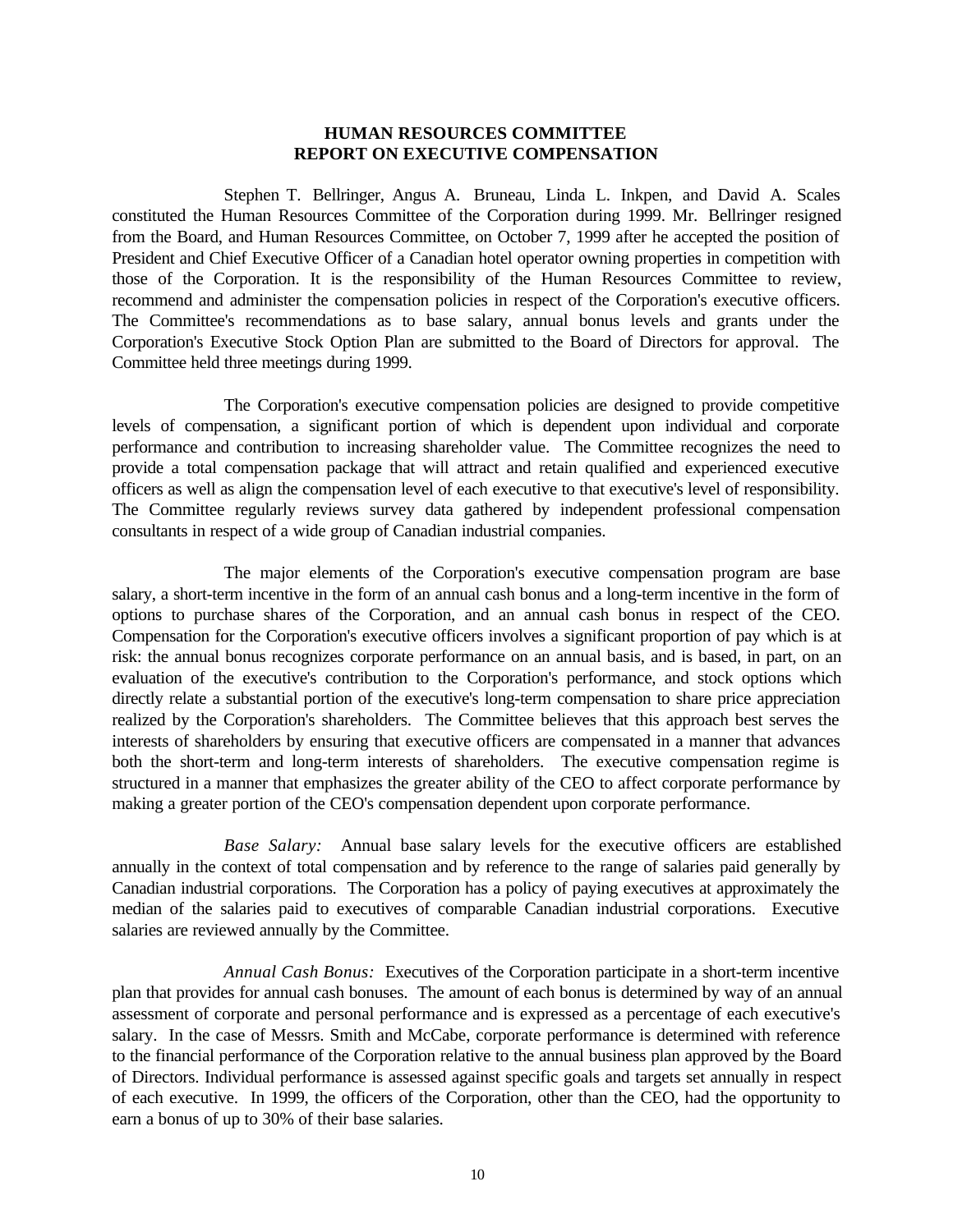## HUMAN RESOURCES COMMITTEE
## REPORT ON EXECUTIVE COMPENSATION

Stephen T. Bellringer, Angus A. Bruneau, Linda L. Inkpen, and David A. Scales constituted the Human Resources Committee of the Corporation during 1999. Mr. Bellringer resigned from the Board, and Human Resources Committee, on October 7, 1999 after he accepted the position of President and Chief Executive Officer of a Canadian hotel operator owning properties in competition with those of the Corporation. It is the responsibility of the Human Resources Committee to review, recommend and administer the compensation policies in respect of the Corporation's executive officers. The Committee's recommendations as to base salary, annual bonus levels and grants under the Corporation's Executive Stock Option Plan are submitted to the Board of Directors for approval. The Committee held three meetings during 1999.

The Corporation's executive compensation policies are designed to provide competitive levels of compensation, a significant portion of which is dependent upon individual and corporate performance and contribution to increasing shareholder value. The Committee recognizes the need to provide a total compensation package that will attract and retain qualified and experienced executive officers as well as align the compensation level of each executive to that executive's level of responsibility. The Committee regularly reviews survey data gathered by independent professional compensation consultants in respect of a wide group of Canadian industrial companies.

The major elements of the Corporation's executive compensation program are base salary, a short-term incentive in the form of an annual cash bonus and a long-term incentive in the form of options to purchase shares of the Corporation, and an annual cash bonus in respect of the CEO. Compensation for the Corporation's executive officers involves a significant proportion of pay which is at risk: the annual bonus recognizes corporate performance on an annual basis, and is based, in part, on an evaluation of the executive's contribution to the Corporation's performance, and stock options which directly relate a substantial portion of the executive's long-term compensation to share price appreciation realized by the Corporation's shareholders. The Committee believes that this approach best serves the interests of shareholders by ensuring that executive officers are compensated in a manner that advances both the short-term and long-term interests of shareholders. The executive compensation regime is structured in a manner that emphasizes the greater ability of the CEO to affect corporate performance by making a greater portion of the CEO's compensation dependent upon corporate performance.

*Base Salary:* Annual base salary levels for the executive officers are established annually in the context of total compensation and by reference to the range of salaries paid generally by Canadian industrial corporations. The Corporation has a policy of paying executives at approximately the median of the salaries paid to executives of comparable Canadian industrial corporations. Executive salaries are reviewed annually by the Committee.

*Annual Cash Bonus:* Executives of the Corporation participate in a short-term incentive plan that provides for annual cash bonuses. The amount of each bonus is determined by way of an annual assessment of corporate and personal performance and is expressed as a percentage of each executive's salary. In the case of Messrs. Smith and McCabe, corporate performance is determined with reference to the financial performance of the Corporation relative to the annual business plan approved by the Board of Directors. Individual performance is assessed against specific goals and targets set annually in respect of each executive. In 1999, the officers of the Corporation, other than the CEO, had the opportunity to earn a bonus of up to 30% of their base salaries.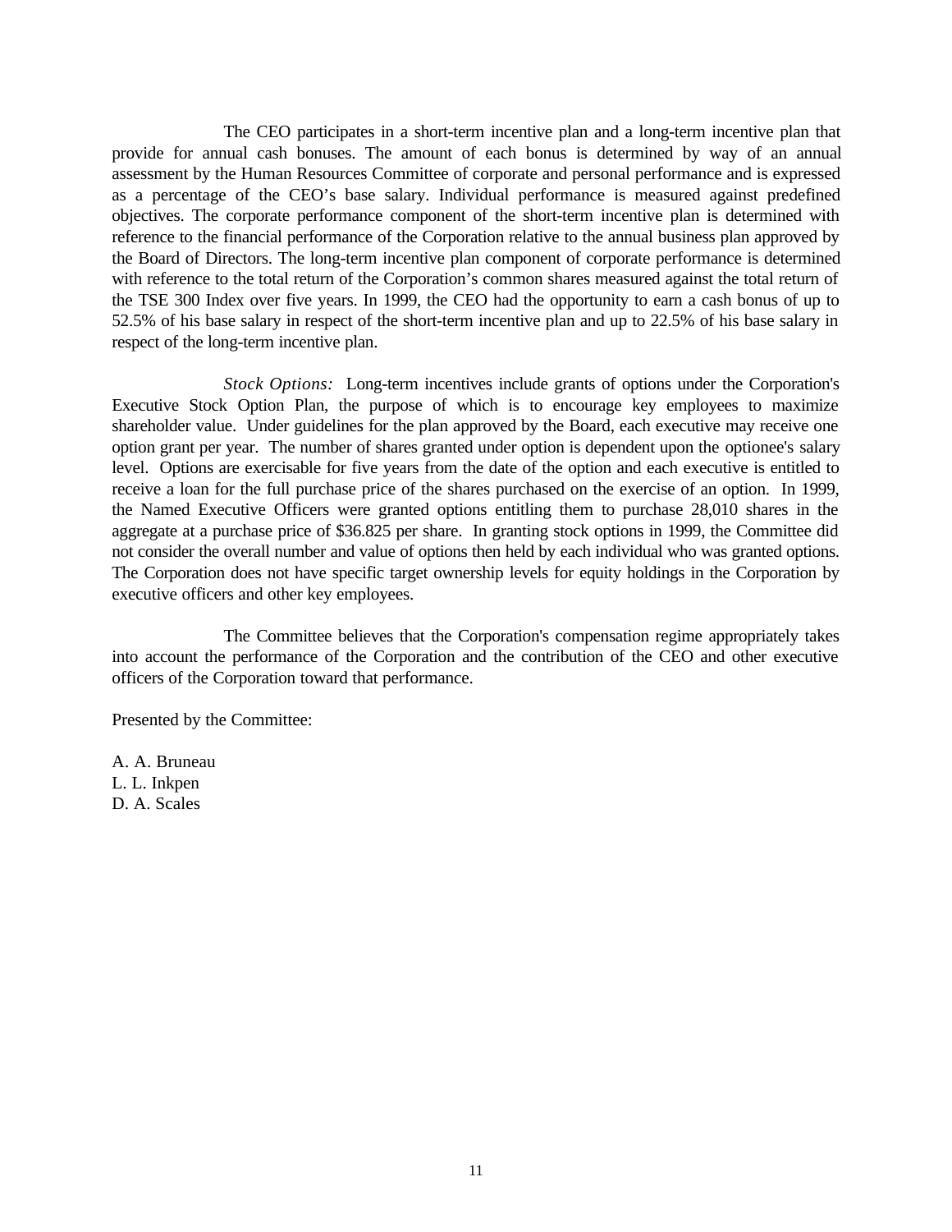The CEO participates in a short-term incentive plan and a long-term incentive plan that provide for annual cash bonuses. The amount of each bonus is determined by way of an annual assessment by the Human Resources Committee of corporate and personal performance and is expressed as a percentage of the CEO's base salary. Individual performance is measured against predefined objectives. The corporate performance component of the short-term incentive plan is determined with reference to the financial performance of the Corporation relative to the annual business plan approved by the Board of Directors. The long-term incentive plan component of corporate performance is determined with reference to the total return of the Corporation's common shares measured against the total return of the TSE 300 Index over five years. In 1999, the CEO had the opportunity to earn a cash bonus of up to 52.5% of his base salary in respect of the short-term incentive plan and up to 22.5% of his base salary in respect of the long-term incentive plan.

*Stock Options:* Long-term incentives include grants of options under the Corporation's Executive Stock Option Plan, the purpose of which is to encourage key employees to maximize shareholder value. Under guidelines for the plan approved by the Board, each executive may receive one option grant per year. The number of shares granted under option is dependent upon the optionee's salary level. Options are exercisable for five years from the date of the option and each executive is entitled to receive a loan for the full purchase price of the shares purchased on the exercise of an option. In 1999, the Named Executive Officers were granted options entitling them to purchase 28,010 shares in the aggregate at a purchase price of $36.825 per share. In granting stock options in 1999, the Committee did not consider the overall number and value of options then held by each individual who was granted options. The Corporation does not have specific target ownership levels for equity holdings in the Corporation by executive officers and other key employees.

The Committee believes that the Corporation's compensation regime appropriately takes into account the performance of the Corporation and the contribution of the CEO and other executive officers of the Corporation toward that performance.

Presented by the Committee:

A. A. Bruneau
L. L. Inkpen
D. A. Scales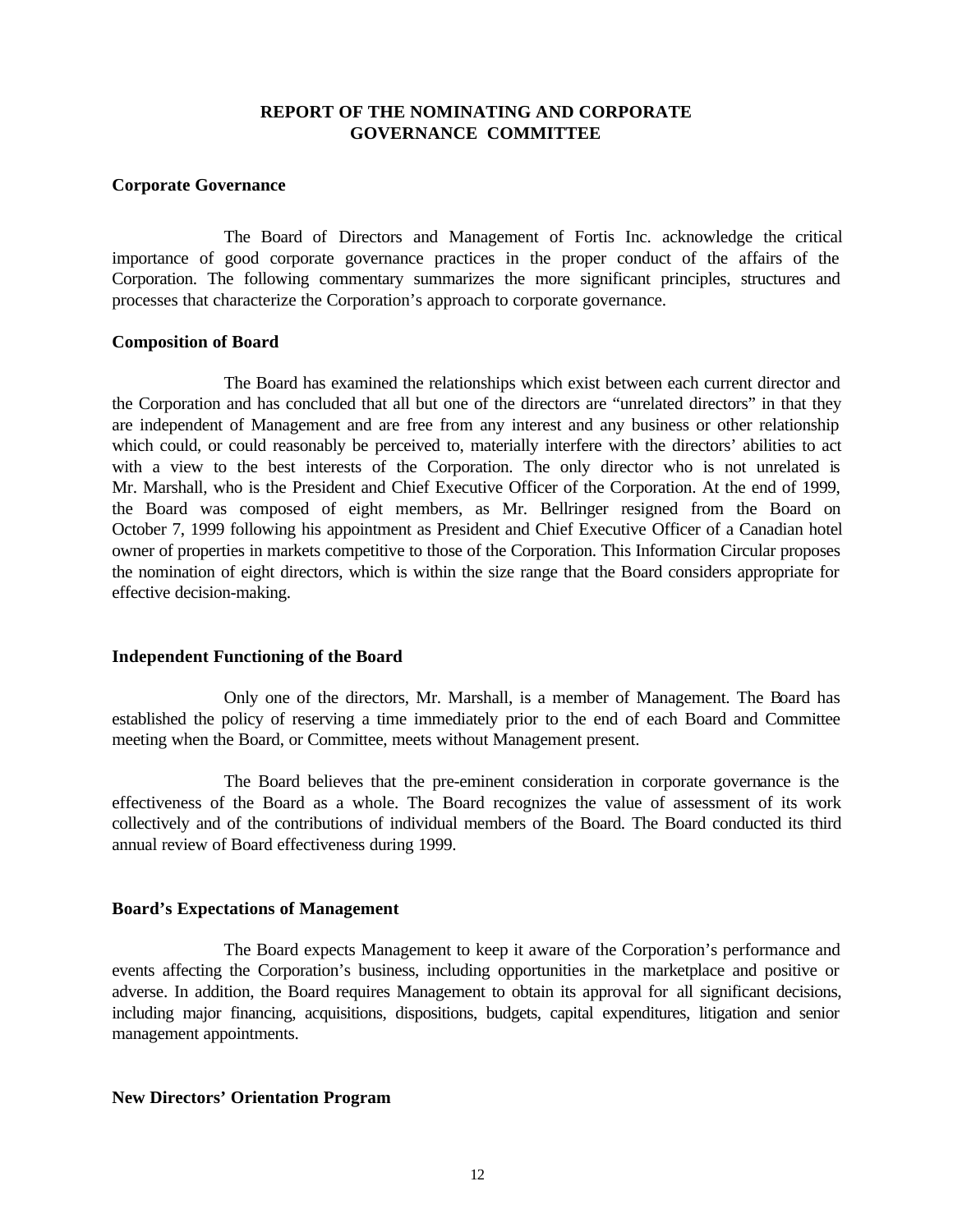## REPORT OF THE NOMINATING AND CORPORATE GOVERNANCE COMMITTEE

### Corporate Governance

The Board of Directors and Management of Fortis Inc. acknowledge the critical importance of good corporate governance practices in the proper conduct of the affairs of the Corporation. The following commentary summarizes the more significant principles, structures and processes that characterize the Corporation's approach to corporate governance.

### Composition of Board

The Board has examined the relationships which exist between each current director and the Corporation and has concluded that all but one of the directors are "unrelated directors" in that they are independent of Management and are free from any interest and any business or other relationship which could, or could reasonably be perceived to, materially interfere with the directors' abilities to act with a view to the best interests of the Corporation. The only director who is not unrelated is Mr. Marshall, who is the President and Chief Executive Officer of the Corporation. At the end of 1999, the Board was composed of eight members, as Mr. Bellringer resigned from the Board on October 7, 1999 following his appointment as President and Chief Executive Officer of a Canadian hotel owner of properties in markets competitive to those of the Corporation. This Information Circular proposes the nomination of eight directors, which is within the size range that the Board considers appropriate for effective decision-making.

### Independent Functioning of the Board

Only one of the directors, Mr. Marshall, is a member of Management. The Board has established the policy of reserving a time immediately prior to the end of each Board and Committee meeting when the Board, or Committee, meets without Management present.

The Board believes that the pre-eminent consideration in corporate governance is the effectiveness of the Board as a whole. The Board recognizes the value of assessment of its work collectively and of the contributions of individual members of the Board. The Board conducted its third annual review of Board effectiveness during 1999.

### Board's Expectations of Management

The Board expects Management to keep it aware of the Corporation's performance and events affecting the Corporation's business, including opportunities in the marketplace and positive or adverse. In addition, the Board requires Management to obtain its approval for all significant decisions, including major financing, acquisitions, dispositions, budgets, capital expenditures, litigation and senior management appointments.

### New Directors' Orientation Program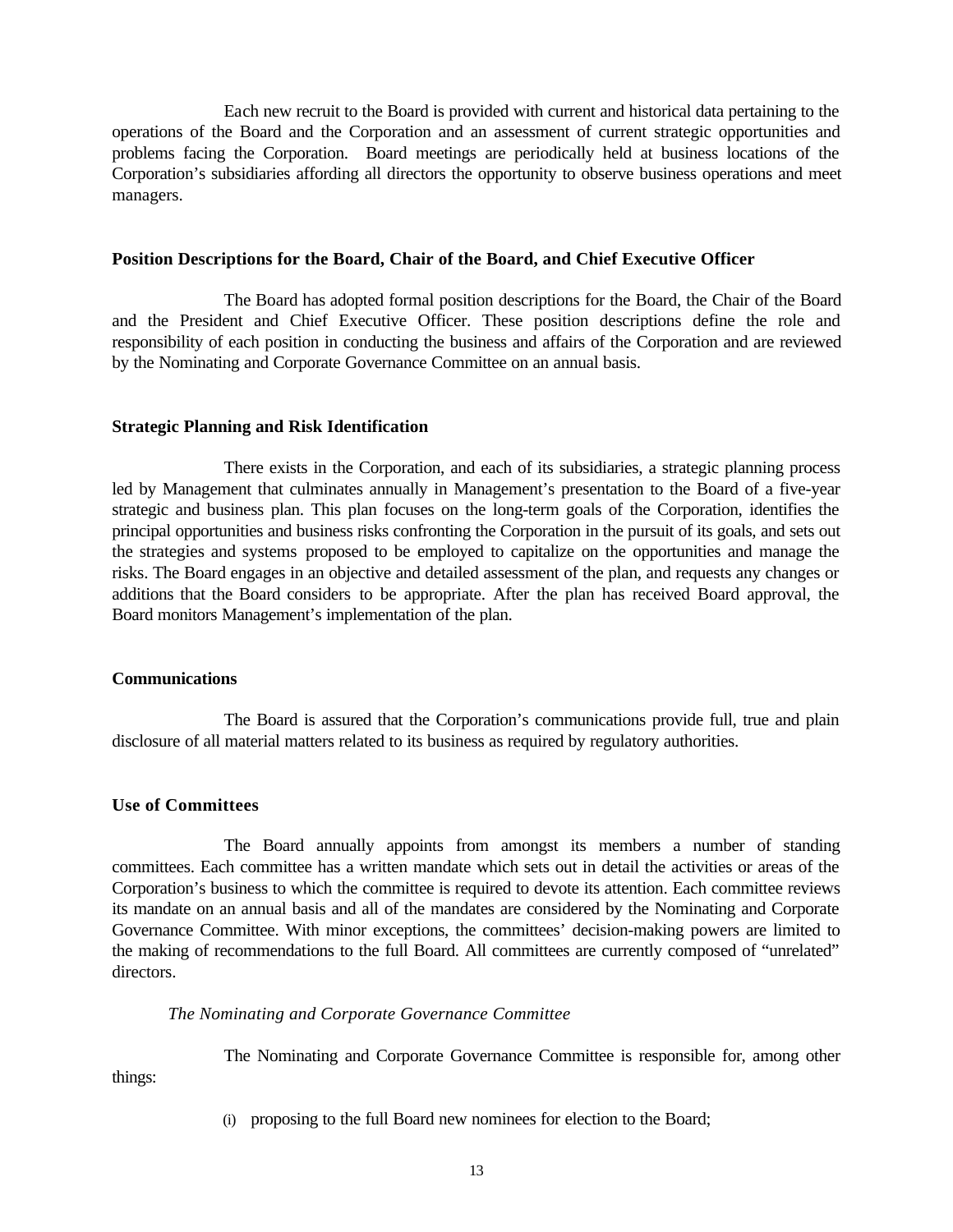Each new recruit to the Board is provided with current and historical data pertaining to the operations of the Board and the Corporation and an assessment of current strategic opportunities and problems facing the Corporation. Board meetings are periodically held at business locations of the Corporation's subsidiaries affording all directors the opportunity to observe business operations and meet managers.

### Position Descriptions for the Board, Chair of the Board, and Chief Executive Officer

The Board has adopted formal position descriptions for the Board, the Chair of the Board and the President and Chief Executive Officer. These position descriptions define the role and responsibility of each position in conducting the business and affairs of the Corporation and are reviewed by the Nominating and Corporate Governance Committee on an annual basis.

### Strategic Planning and Risk Identification

There exists in the Corporation, and each of its subsidiaries, a strategic planning process led by Management that culminates annually in Management's presentation to the Board of a five-year strategic and business plan. This plan focuses on the long-term goals of the Corporation, identifies the principal opportunities and business risks confronting the Corporation in the pursuit of its goals, and sets out the strategies and systems proposed to be employed to capitalize on the opportunities and manage the risks. The Board engages in an objective and detailed assessment of the plan, and requests any changes or additions that the Board considers to be appropriate. After the plan has received Board approval, the Board monitors Management's implementation of the plan.

### Communications

The Board is assured that the Corporation's communications provide full, true and plain disclosure of all material matters related to its business as required by regulatory authorities.

### Use of Committees

The Board annually appoints from amongst its members a number of standing committees. Each committee has a written mandate which sets out in detail the activities or areas of the Corporation's business to which the committee is required to devote its attention. Each committee reviews its mandate on an annual basis and all of the mandates are considered by the Nominating and Corporate Governance Committee. With minor exceptions, the committees' decision-making powers are limited to the making of recommendations to the full Board. All committees are currently composed of "unrelated" directors.

*The Nominating and Corporate Governance Committee*

The Nominating and Corporate Governance Committee is responsible for, among other things:

(i) proposing to the full Board new nominees for election to the Board;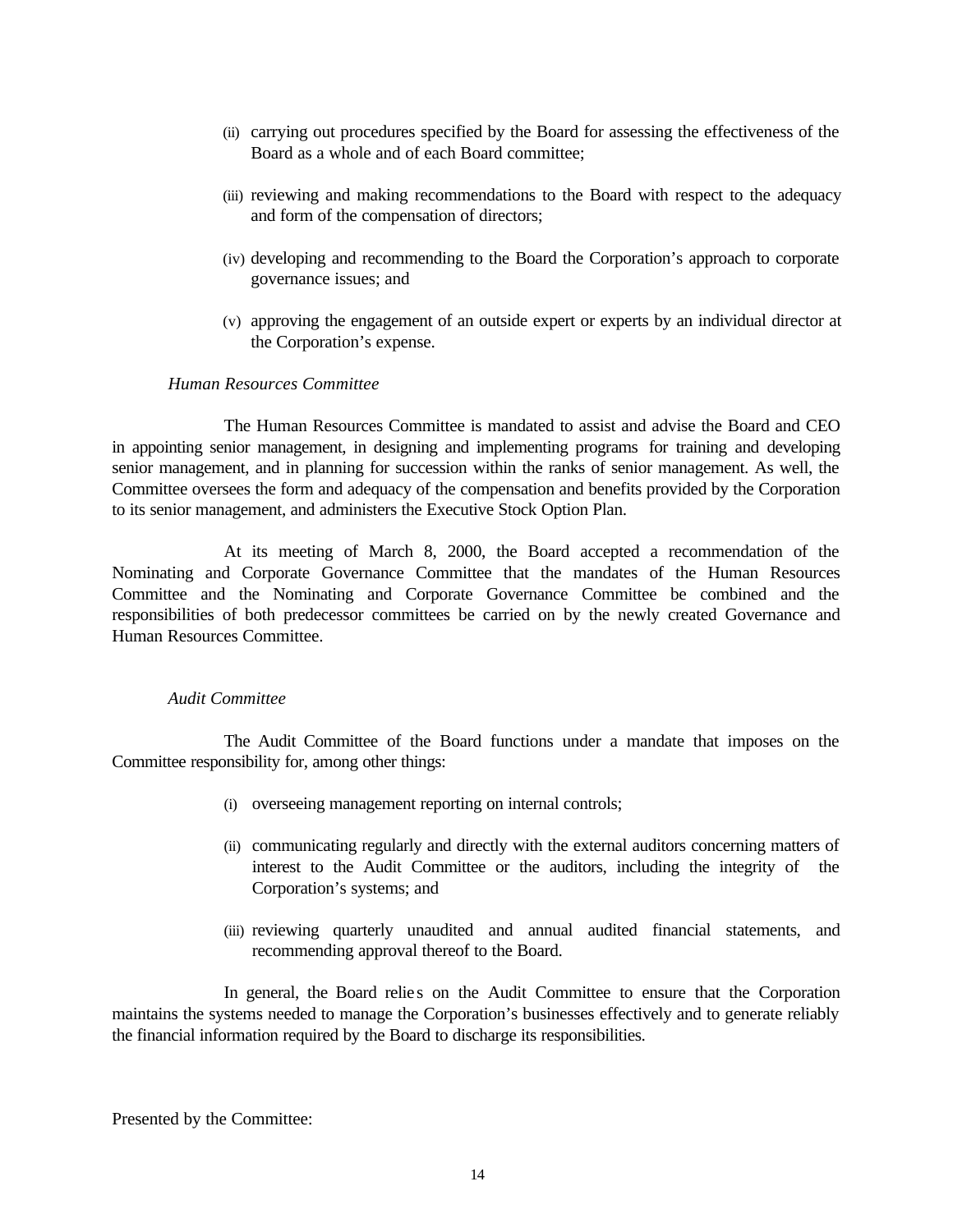(ii) carrying out procedures specified by the Board for assessing the effectiveness of the Board as a whole and of each Board committee;

(iii) reviewing and making recommendations to the Board with respect to the adequacy and form of the compensation of directors;

(iv) developing and recommending to the Board the Corporation's approach to corporate governance issues; and

(v) approving the engagement of an outside expert or experts by an individual director at the Corporation's expense.

*Human Resources Committee*

The Human Resources Committee is mandated to assist and advise the Board and CEO in appointing senior management, in designing and implementing programs for training and developing senior management, and in planning for succession within the ranks of senior management. As well, the Committee oversees the form and adequacy of the compensation and benefits provided by the Corporation to its senior management, and administers the Executive Stock Option Plan.

At its meeting of March 8, 2000, the Board accepted a recommendation of the Nominating and Corporate Governance Committee that the mandates of the Human Resources Committee and the Nominating and Corporate Governance Committee be combined and the responsibilities of both predecessor committees be carried on by the newly created Governance and Human Resources Committee.

*Audit Committee*

The Audit Committee of the Board functions under a mandate that imposes on the Committee responsibility for, among other things:

(i) overseeing management reporting on internal controls;

(ii) communicating regularly and directly with the external auditors concerning matters of interest to the Audit Committee or the auditors, including the integrity of the Corporation's systems; and

(iii) reviewing quarterly unaudited and annual audited financial statements, and recommending approval thereof to the Board.

In general, the Board relies on the Audit Committee to ensure that the Corporation maintains the systems needed to manage the Corporation's businesses effectively and to generate reliably the financial information required by the Board to discharge its responsibilities.

Presented by the Committee: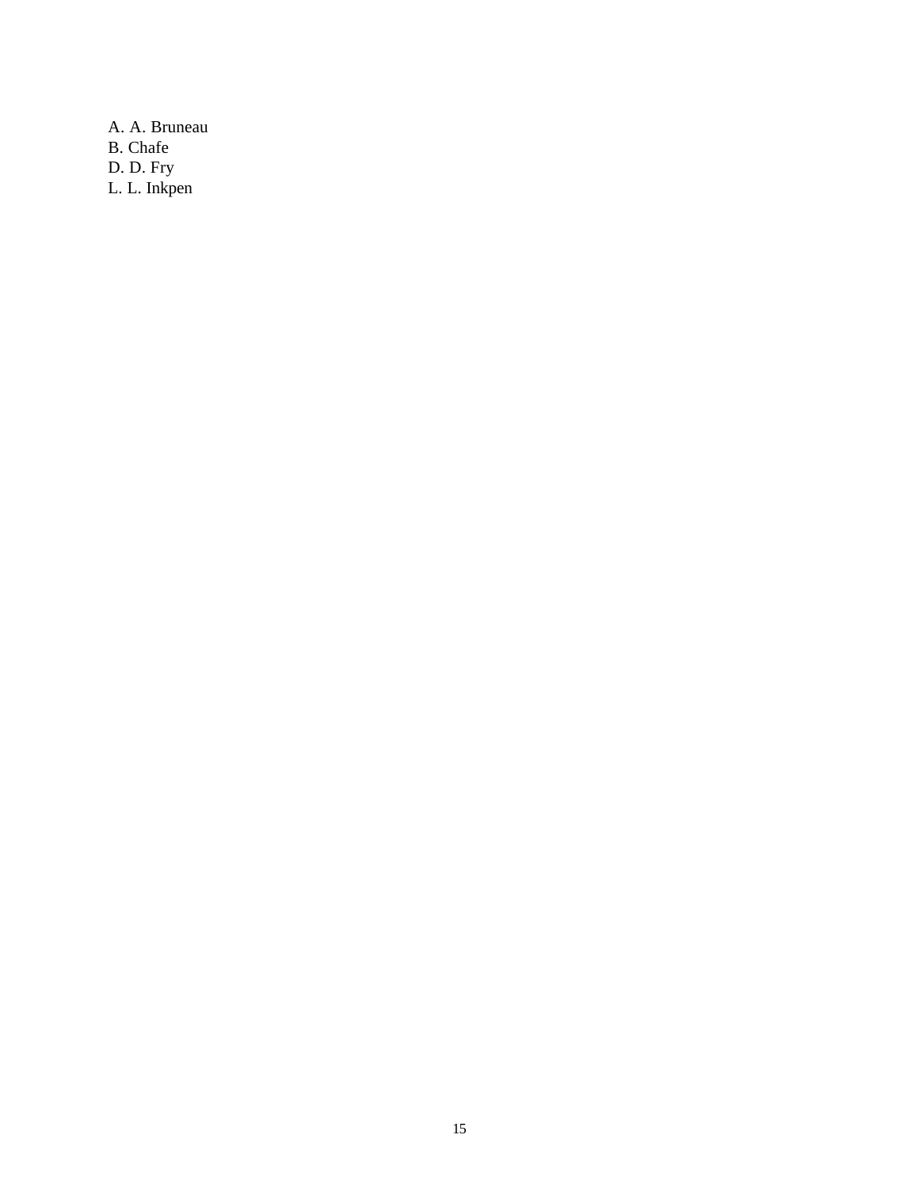A. A. Bruneau
B. Chafe
D. D. Fry
L. L. Inkpen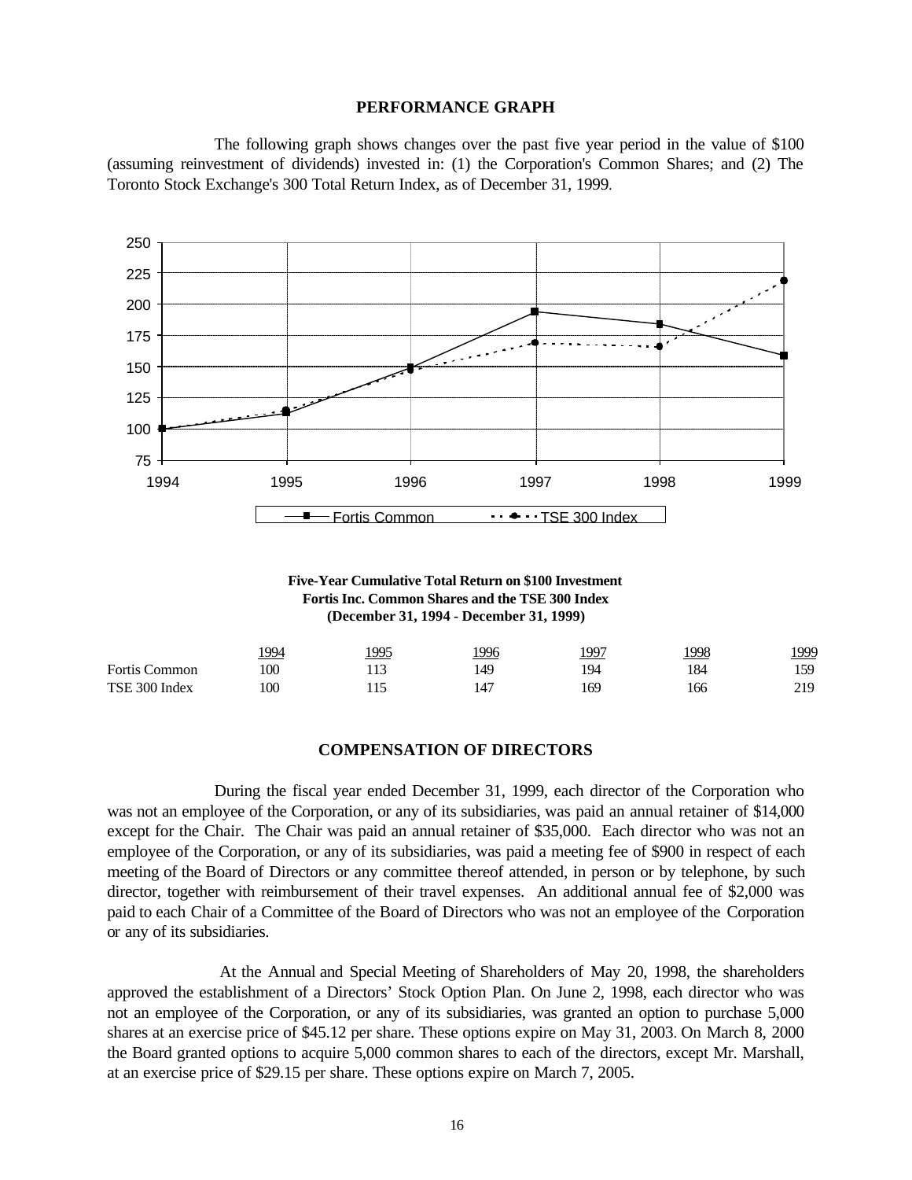## PERFORMANCE GRAPH

The following graph shows changes over the past five year period in the value of $100 (assuming reinvestment of dividends) invested in: (1) the Corporation's Common Shares; and (2) The Toronto Stock Exchange's 300 Total Return Index, as of December 31, 1999.

**Five-Year Cumulative Total Return on $100 Investment**
**Fortis Inc. Common Shares and the TSE 300 Index**
**(December 31, 1994 - December 31, 1999)**

| | 1994 | 1995 | 1996 | 1997 | 1998 | 1999 |
|---|---|---|---|---|---|---|
| Fortis Common | 100 | 113 | 149 | 194 | 184 | 159 |
| TSE 300 Index | 100 | 115 | 147 | 169 | 166 | 219 |

## COMPENSATION OF DIRECTORS

During the fiscal year ended December 31, 1999, each director of the Corporation who was not an employee of the Corporation, or any of its subsidiaries, was paid an annual retainer of $14,000 except for the Chair. The Chair was paid an annual retainer of $35,000. Each director who was not an employee of the Corporation, or any of its subsidiaries, was paid a meeting fee of $900 in respect of each meeting of the Board of Directors or any committee thereof attended, in person or by telephone, by such director, together with reimbursement of their travel expenses. An additional annual fee of $2,000 was paid to each Chair of a Committee of the Board of Directors who was not an employee of the Corporation or any of its subsidiaries.

At the Annual and Special Meeting of Shareholders of May 20, 1998, the shareholders approved the establishment of a Directors' Stock Option Plan. On June 2, 1998, each director who was not an employee of the Corporation, or any of its subsidiaries, was granted an option to purchase 5,000 shares at an exercise price of $45.12 per share. These options expire on May 31, 2003. On March 8, 2000 the Board granted options to acquire 5,000 common shares to each of the directors, except Mr. Marshall, at an exercise price of $29.15 per share. These options expire on March 7, 2005.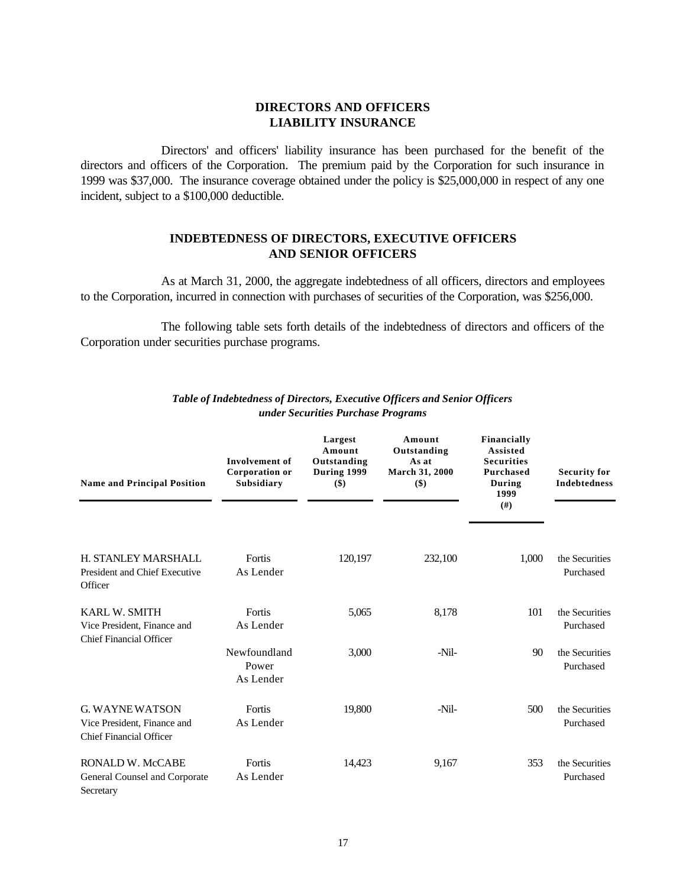## DIRECTORS AND OFFICERS LIABILITY INSURANCE

Directors' and officers' liability insurance has been purchased for the benefit of the directors and officers of the Corporation. The premium paid by the Corporation for such insurance in 1999 was $37,000. The insurance coverage obtained under the policy is $25,000,000 in respect of any one incident, subject to a $100,000 deductible.

## INDEBTEDNESS OF DIRECTORS, EXECUTIVE OFFICERS AND SENIOR OFFICERS

As at March 31, 2000, the aggregate indebtedness of all officers, directors and employees to the Corporation, incurred in connection with purchases of securities of the Corporation, was $256,000.

The following table sets forth details of the indebtedness of directors and officers of the Corporation under securities purchase programs.

***Table of Indebtedness of Directors, Executive Officers and Senior Officers under Securities Purchase Programs***

| Name and Principal Position | Involvement of Corporation or Subsidiary | Largest Amount Outstanding During 1999 ($) | Amount Outstanding As at March 31, 2000 ($) | Financially Assisted Securities Purchased During 1999 (#) | Security for Indebtedness |
|---|---|---|---|---|---|
| H. STANLEY MARSHALL<br>President and Chief Executive Officer | Fortis<br>As Lender | 120,197 | 232,100 | 1,000 | the Securities Purchased |
| KARL W. SMITH<br>Vice President, Finance and Chief Financial Officer | Fortis<br>As Lender | 5,065 | 8,178 | 101 | the Securities Purchased |
| | Newfoundland Power<br>As Lender | 3,000 | -Nil- | 90 | the Securities Purchased |
| G. WAYNE WATSON<br>Vice President, Finance and Chief Financial Officer | Fortis<br>As Lender | 19,800 | -Nil- | 500 | the Securities Purchased |
| RONALD W. McCABE<br>General Counsel and Corporate Secretary | Fortis<br>As Lender | 14,423 | 9,167 | 353 | the Securities Purchased |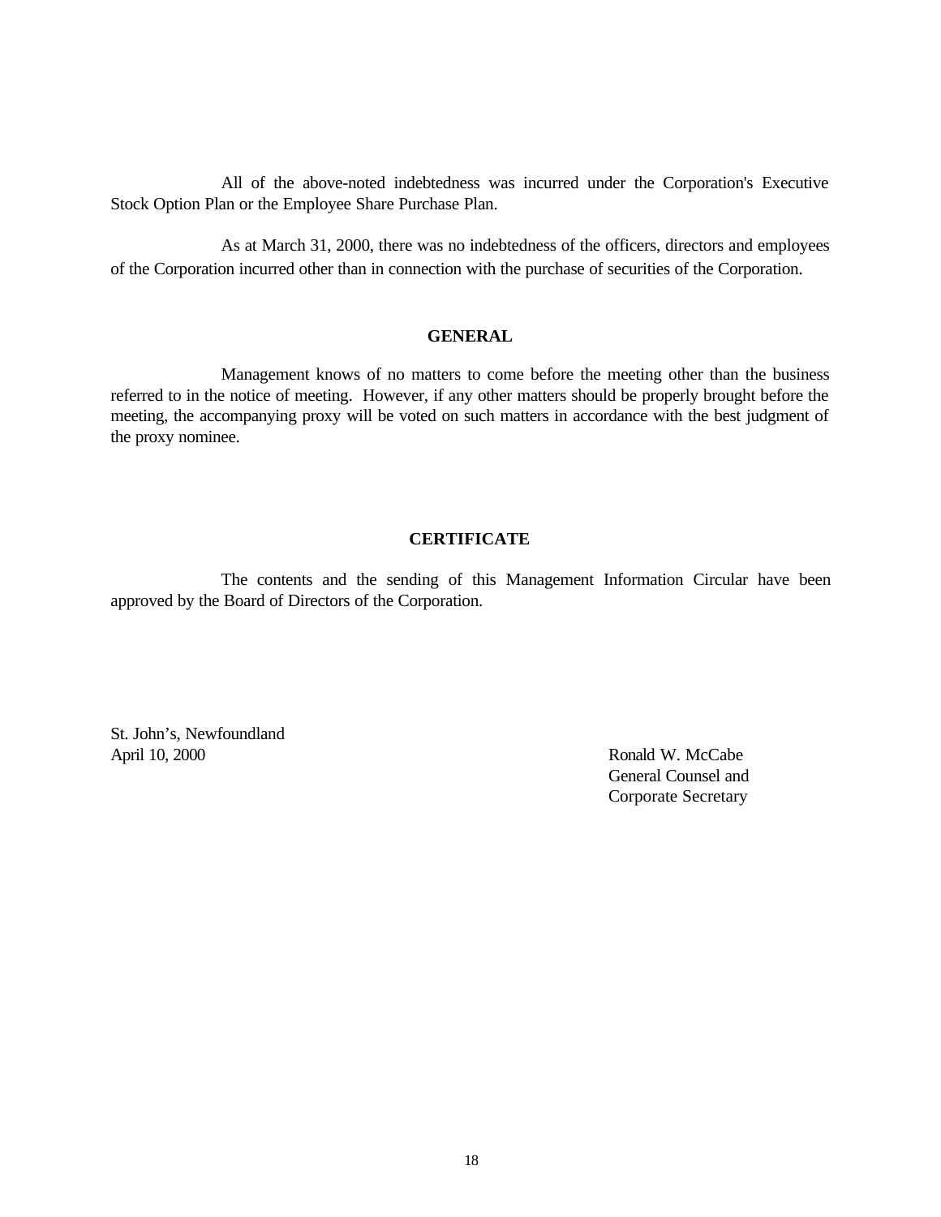All of the above-noted indebtedness was incurred under the Corporation's Executive Stock Option Plan or the Employee Share Purchase Plan.

As at March 31, 2000, there was no indebtedness of the officers, directors and employees of the Corporation incurred other than in connection with the purchase of securities of the Corporation.

## GENERAL

Management knows of no matters to come before the meeting other than the business referred to in the notice of meeting. However, if any other matters should be properly brought before the meeting, the accompanying proxy will be voted on such matters in accordance with the best judgment of the proxy nominee.

## CERTIFICATE

The contents and the sending of this Management Information Circular have been approved by the Board of Directors of the Corporation.

St. John's, Newfoundland
April 10, 2000

Ronald W. McCabe
General Counsel and
Corporate Secretary